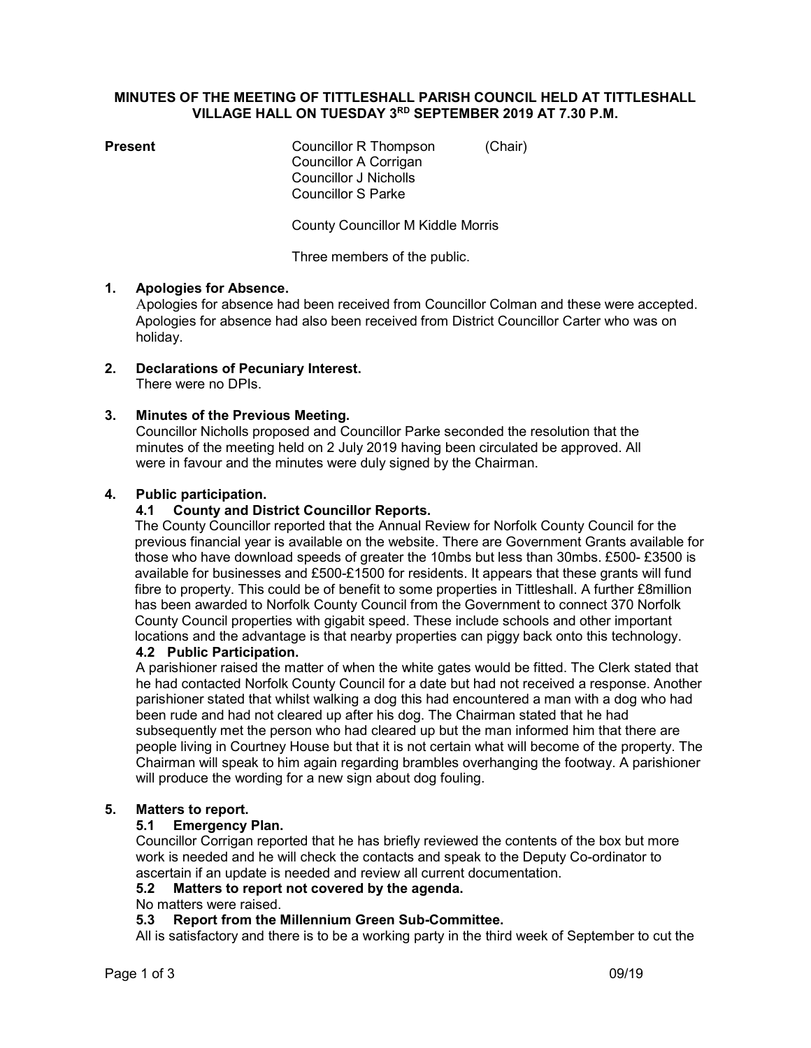**MINUTES OF THE MEETING OF TITTLESHALL PARISH COUNCIL HELD AT TITTLESHALL VILLAGE HALL ON TUESDAY 3RD SEPTEMBER 2019 AT 7.30 P.M.**

**Present**

Councillor R Thompson (Chair)
Councillor A Corrigan
Councillor J Nicholls
Councillor S Parke

County Councillor M Kiddle Morris

Three members of the public.

**1. Apologies for Absence.**

Apologies for absence had been received from Councillor Colman and these were accepted. Apologies for absence had also been received from District Councillor Carter who was on holiday.

**2. Declarations of Pecuniary Interest.**

There were no DPIs.

**3. Minutes of the Previous Meeting.**

Councillor Nicholls proposed and Councillor Parke seconded the resolution that the minutes of the meeting held on 2 July 2019 having been circulated be approved. All were in favour and the minutes were duly signed by the Chairman.

**4. Public participation.**

**4.1 County and District Councillor Reports.**

The County Councillor reported that the Annual Review for Norfolk County Council for the previous financial year is available on the website. There are Government Grants available for those who have download speeds of greater the 10mbs but less than 30mbs. £500- £3500 is available for businesses and £500-£1500 for residents. It appears that these grants will fund fibre to property. This could be of benefit to some properties in Tittleshall. A further £8million has been awarded to Norfolk County Council from the Government to connect 370 Norfolk County Council properties with gigabit speed. These include schools and other important locations and the advantage is that nearby properties can piggy back onto this technology.

**4.2 Public Participation.**

A parishioner raised the matter of when the white gates would be fitted. The Clerk stated that he had contacted Norfolk County Council for a date but had not received a response. Another parishioner stated that whilst walking a dog this had encountered a man with a dog who had been rude and had not cleared up after his dog. The Chairman stated that he had subsequently met the person who had cleared up but the man informed him that there are people living in Courtney House but that it is not certain what will become of the property. The Chairman will speak to him again regarding brambles overhanging the footway. A parishioner will produce the wording for a new sign about dog fouling.

**5. Matters to report.**

**5.1 Emergency Plan.**

Councillor Corrigan reported that he has briefly reviewed the contents of the box but more work is needed and he will check the contacts and speak to the Deputy Co-ordinator to ascertain if an update is needed and review all current documentation.

**5.2 Matters to report not covered by the agenda.**

No matters were raised.

**5.3 Report from the Millennium Green Sub-Committee.**

All is satisfactory and there is to be a working party in the third week of September to cut the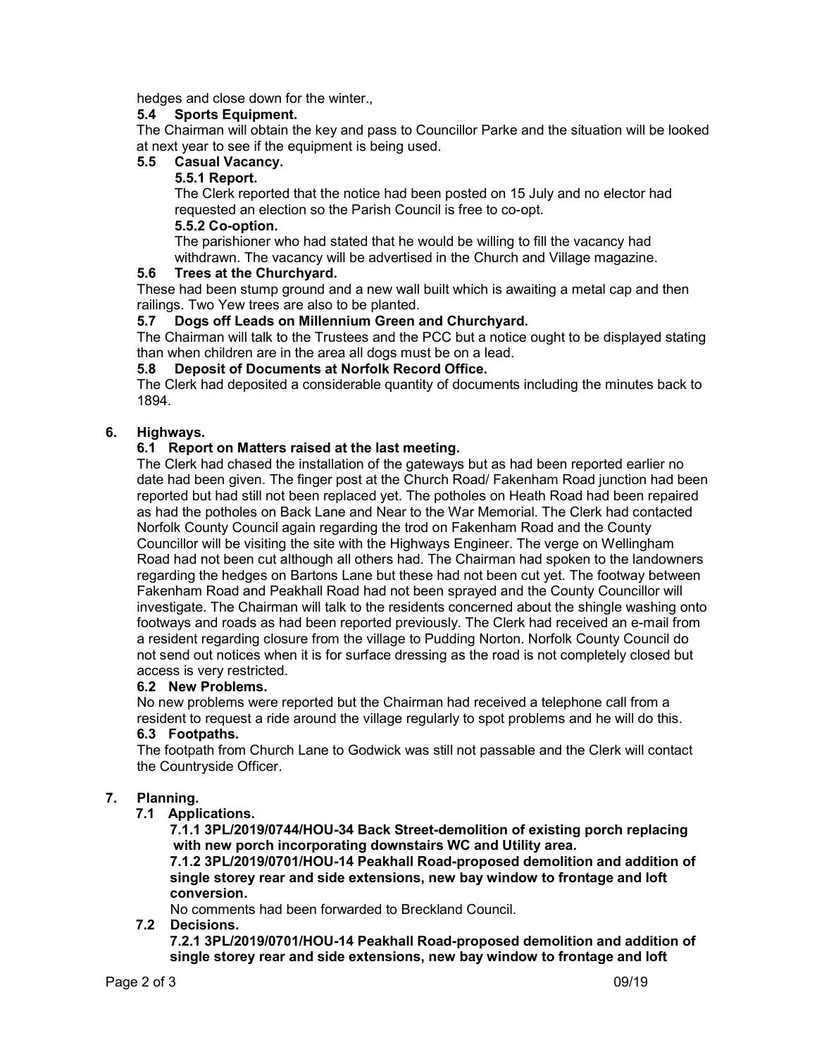hedges and close down for the winter.,

### 5.4 Sports Equipment.

The Chairman will obtain the key and pass to Councillor Parke and the situation will be looked at next year to see if the equipment is being used.

### 5.5 Casual Vacancy.

#### 5.5.1 Report.

The Clerk reported that the notice had been posted on 15 July and no elector had requested an election so the Parish Council is free to co-opt.

#### 5.5.2 Co-option.

The parishioner who had stated that he would be willing to fill the vacancy had withdrawn. The vacancy will be advertised in the Church and Village magazine.

### 5.6 Trees at the Churchyard.

These had been stump ground and a new wall built which is awaiting a metal cap and then railings. Two Yew trees are also to be planted.

### 5.7 Dogs off Leads on Millennium Green and Churchyard.

The Chairman will talk to the Trustees and the PCC but a notice ought to be displayed stating than when children are in the area all dogs must be on a lead.

### 5.8 Deposit of Documents at Norfolk Record Office.

The Clerk had deposited a considerable quantity of documents including the minutes back to 1894.

## 6. Highways.

### 6.1 Report on Matters raised at the last meeting.

The Clerk had chased the installation of the gateways but as had been reported earlier no date had been given. The finger post at the Church Road/ Fakenham Road junction had been reported but had still not been replaced yet. The potholes on Heath Road had been repaired as had the potholes on Back Lane and Near to the War Memorial. The Clerk had contacted Norfolk County Council again regarding the trod on Fakenham Road and the County Councillor will be visiting the site with the Highways Engineer. The verge on Wellingham Road had not been cut although all others had. The Chairman had spoken to the landowners regarding the hedges on Bartons Lane but these had not been cut yet. The footway between Fakenham Road and Peakhall Road had not been sprayed and the County Councillor will investigate. The Chairman will talk to the residents concerned about the shingle washing onto footways and roads as had been reported previously. The Clerk had received an e-mail from a resident regarding closure from the village to Pudding Norton. Norfolk County Council do not send out notices when it is for surface dressing as the road is not completely closed but access is very restricted.

### 6.2 New Problems.

No new problems were reported but the Chairman had received a telephone call from a resident to request a ride around the village regularly to spot problems and he will do this.

### 6.3 Footpaths.

The footpath from Church Lane to Godwick was still not passable and the Clerk will contact the Countryside Officer.

## 7. Planning.

### 7.1 Applications.

**7.1.1 3PL/2019/0744/HOU-34 Back Street-demolition of existing porch replacing with new porch incorporating downstairs WC and Utility area.**

**7.1.2 3PL/2019/0701/HOU-14 Peakhall Road-proposed demolition and addition of single storey rear and side extensions, new bay window to frontage and loft conversion.**

No comments had been forwarded to Breckland Council.

### 7.2 Decisions.

**7.2.1 3PL/2019/0701/HOU-14 Peakhall Road-proposed demolition and addition of single storey rear and side extensions, new bay window to frontage and loft**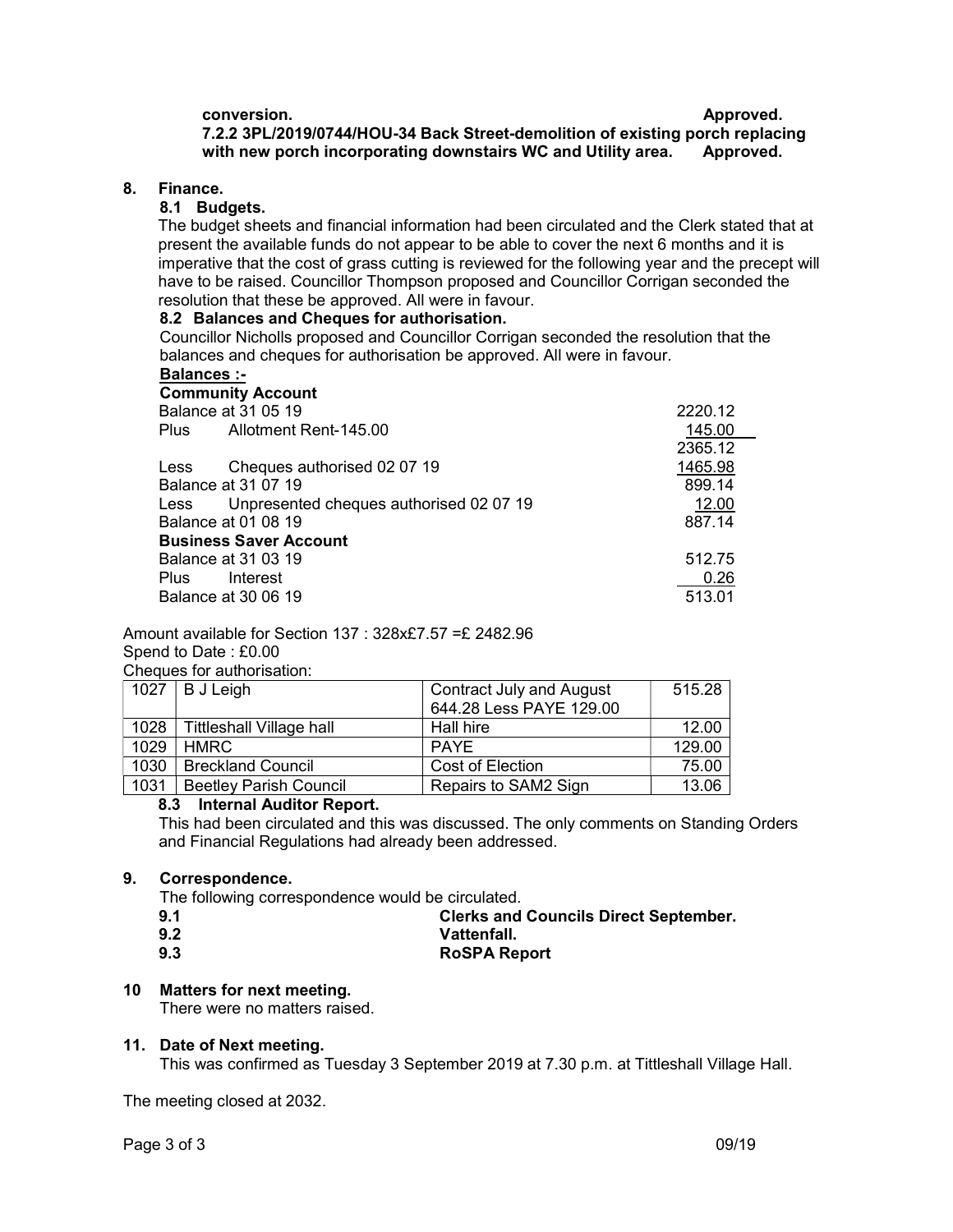**conversion. Approved.**

**7.2.2 3PL/2019/0744/HOU-34 Back Street-demolition of existing porch replacing with new porch incorporating downstairs WC and Utility area. Approved.**

## 8. Finance.

### 8.1 Budgets.

The budget sheets and financial information had been circulated and the Clerk stated that at present the available funds do not appear to be able to cover the next 6 months and it is imperative that the cost of grass cutting is reviewed for the following year and the precept will have to be raised. Councillor Thompson proposed and Councillor Corrigan seconded the resolution that these be approved. All were in favour.

### 8.2 Balances and Cheques for authorisation.

Councillor Nicholls proposed and Councillor Corrigan seconded the resolution that the balances and cheques for authorisation be approved. All were in favour.

**Balances :-**

| | |
|---|---|
| **Community Account** | |
| Balance at 31 05 19 | 2220.12 |
| Plus Allotment Rent-145.00 | 145.00 |
| | 2365.12 |
| Less Cheques authorised 02 07 19 | 1465.98 |
| Balance at 31 07 19 | 899.14 |
| Less Unpresented cheques authorised 02 07 19 | 12.00 |
| Balance at 01 08 19 | 887.14 |
| **Business Saver Account** | |
| Balance at 31 03 19 | 512.75 |
| Plus Interest | 0.26 |
| Balance at 30 06 19 | 513.01 |

Amount available for Section 137 : 328x£7.57 =£ 2482.96

Spend to Date : £0.00

Cheques for authorisation:

| | | | |
|---|---|---|---|
| 1027 | B J Leigh | Contract July and August 644.28 Less PAYE 129.00 | 515.28 |
| 1028 | Tittleshall Village hall | Hall hire | 12.00 |
| 1029 | HMRC | PAYE | 129.00 |
| 1030 | Breckland Council | Cost of Election | 75.00 |
| 1031 | Beetley Parish Council | Repairs to SAM2 Sign | 13.06 |

### 8.3 Internal Auditor Report.

This had been circulated and this was discussed. The only comments on Standing Orders and Financial Regulations had already been addressed.

## 9. Correspondence.

The following correspondence would be circulated.

**9.1** **Clerks and Councils Direct September.**
**9.2** **Vattenfall.**
**9.3** **RoSPA Report**

## 10 Matters for next meeting.

There were no matters raised.

## 11. Date of Next meeting.

This was confirmed as Tuesday 3 September 2019 at 7.30 p.m. at Tittleshall Village Hall.

The meeting closed at 2032.

09/19